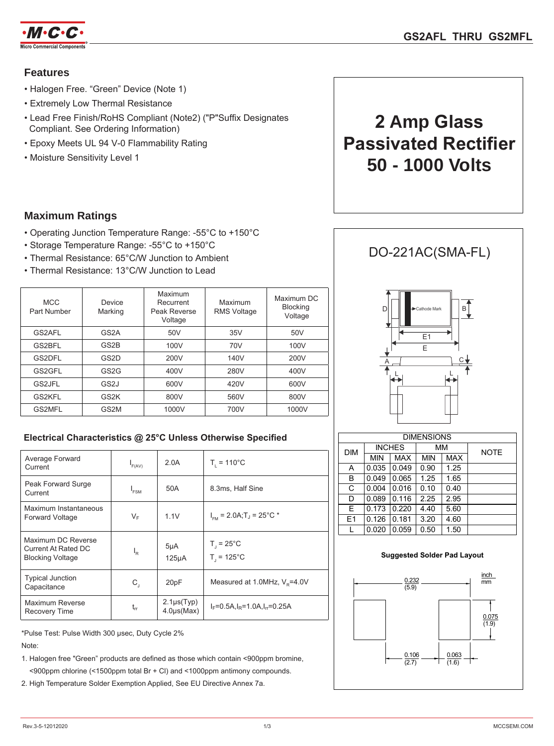# GS2AFL THRU GS2MFL

## 2 Amp Glass Passivated Rectifier 50 - 1000 Volts

### Features

- Halogen Free. "Green" Device (Note 1)
- Extremely Low Thermal Resistance
- Lead Free Finish/RoHS Compliant (Note2) ("P"Suffix Designates Compliant. See Ordering Information)
- Epoxy Meets UL 94 V-0 Flammability Rating
- Moisture Sensitivity Level 1

### Maximum Ratings

- Operating Junction Temperature Range: -55°C to +150°C
- Storage Temperature Range: -55°C to +150°C
- Thermal Resistance: 65°C/W Junction to Ambient
- Thermal Resistance: 13°C/W Junction to Lead

| MCC Part Number | Device Marking | Maximum Recurrent Peak Reverse Voltage | Maximum RMS Voltage | Maximum DC Blocking Voltage |
|---|---|---|---|---|
| GS2AFL | GS2A | 50V | 35V | 50V |
| GS2BFL | GS2B | 100V | 70V | 100V |
| GS2DFL | GS2D | 200V | 140V | 200V |
| GS2GFL | GS2G | 400V | 280V | 400V |
| GS2JFL | GS2J | 600V | 420V | 600V |
| GS2KFL | GS2K | 800V | 560V | 800V |
| GS2MFL | GS2M | 1000V | 700V | 1000V |

### Electrical Characteristics @ 25°C Unless Otherwise Specified

| | | | |
|---|---|---|---|
| Average Forward Current | $I_{F(AV)}$ | 2.0A | $T_L$ = 110°C |
| Peak Forward Surge Current | $I_{FSM}$ | 50A | 8.3ms, Half Sine |
| Maximum Instantaneous Forward Voltage | $V_F$ | 1.1V | $I_{FM}$ = 2.0A; $T_J$ = 25°C * |
| Maximum DC Reverse Current At Rated DC Blocking Voltage | $I_R$ | 5μA<br>125μA | $T_J$ = 25°C<br>$T_J$ = 125°C |
| Typical Junction Capacitance | $C_J$ | 20pF | Measured at 1.0MHz, $V_R$=4.0V |
| Maximum Reverse Recovery Time | $t_{rr}$ | 2.1μs(Typ)<br>4.0μs(Max) | $I_F$=0.5A,$I_R$=1.0A,$I_{rr}$=0.25A |

*Pulse Test: Pulse Width 300 μsec, Duty Cycle 2%

Note:

1. Halogen free "Green" products are defined as those which contain <900ppm bromine, <900ppm chlorine (<1500ppm total Br + Cl) and <1000ppm antimony compounds.
2. High Temperature Solder Exemption Applied, See EU Directive Annex 7a.

## DO-221AC(SMA-FL)

Cathode Mark

| DIM | INCHES MIN | INCHES MAX | MM MIN | MM MAX | NOTE |
|---|---|---|---|---|---|
| A | 0.035 | 0.049 | 0.90 | 1.25 | |
| B | 0.049 | 0.065 | 1.25 | 1.65 | |
| C | 0.004 | 0.016 | 0.10 | 0.40 | |
| D | 0.089 | 0.116 | 2.25 | 2.95 | |
| E | 0.173 | 0.220 | 4.40 | 5.60 | |
| E1 | 0.126 | 0.181 | 3.20 | 4.60 | |
| L | 0.020 | 0.059 | 0.50 | 1.50 | |

**Suggested Solder Pad Layout**

inch / mm

0.232 (5.9)

0.075 (1.9)

0.106 (2.7)

0.063 (1.6)

Rev.3-5-12012020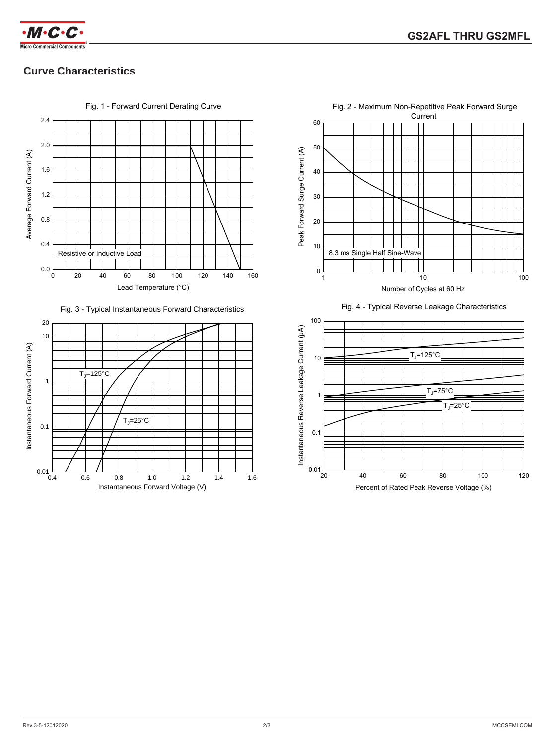## Curve Characteristics

Fig. 1 - Forward Current Derating Curve

Average Forward Current (A)

Resistive or Inductive Load

Lead Temperature (°C)

Fig. 2 - Maximum Non-Repetitive Peak Forward Surge Current

Peak Forward Surge Current (A)

8.3 ms Single Half Sine-Wave

Number of Cycles at 60 Hz

Fig. 3 - Typical Instantaneous Forward Characteristics

Instantaneous Forward Current (A)

$T_J$=125°C

$T_J$=25°C

Instantaneous Forward Voltage (V)

Fig. 4 - Typical Reverse Leakage Characteristics

Instantaneous Reverse Leakage Current (μA)

$T_J$=125°C

$T_J$=75°C

$T_J$=25°C

Percent of Rated Peak Reverse Voltage (%)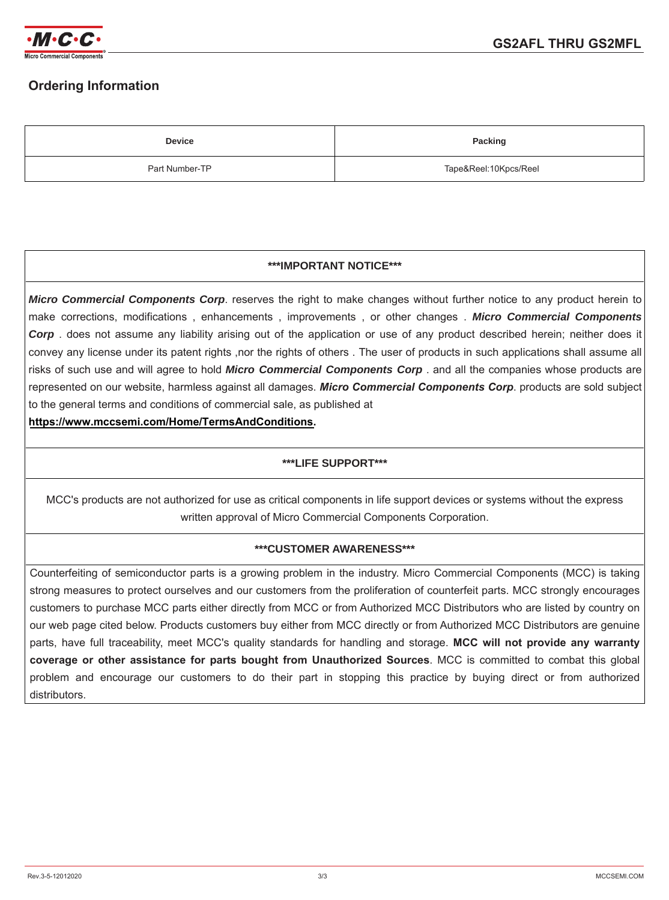## Ordering Information

| Device | Packing |
|---|---|
| Part Number-TP | Tape&Reel:10Kpcs/Reel |

**\*\*\*IMPORTANT NOTICE\*\*\***

***Micro Commercial Components Corp***. reserves the right to make changes without further notice to any product herein to make corrections, modifications , enhancements , improvements , or other changes . ***Micro Commercial Components Corp*** . does not assume any liability arising out of the application or use of any product described herein; neither does it convey any license under its patent rights ,nor the rights of others . The user of products in such applications shall assume all risks of such use and will agree to hold ***Micro Commercial Components Corp*** . and all the companies whose products are represented on our website, harmless against all damages. ***Micro Commercial Components Corp***. products are sold subject to the general terms and conditions of commercial sale, as published at
**https://www.mccsemi.com/Home/TermsAndConditions.**

**\*\*\*LIFE SUPPORT\*\*\***

MCC's products are not authorized for use as critical components in life support devices or systems without the express written approval of Micro Commercial Components Corporation.

**\*\*\*CUSTOMER AWARENESS\*\*\***

Counterfeiting of semiconductor parts is a growing problem in the industry. Micro Commercial Components (MCC) is taking strong measures to protect ourselves and our customers from the proliferation of counterfeit parts. MCC strongly encourages customers to purchase MCC parts either directly from MCC or from Authorized MCC Distributors who are listed by country on our web page cited below. Products customers buy either from MCC directly or from Authorized MCC Distributors are genuine parts, have full traceability, meet MCC's quality standards for handling and storage. **MCC will not provide any warranty coverage or other assistance for parts bought from Unauthorized Sources**. MCC is committed to combat this global problem and encourage our customers to do their part in stopping this practice by buying direct or from authorized distributors.